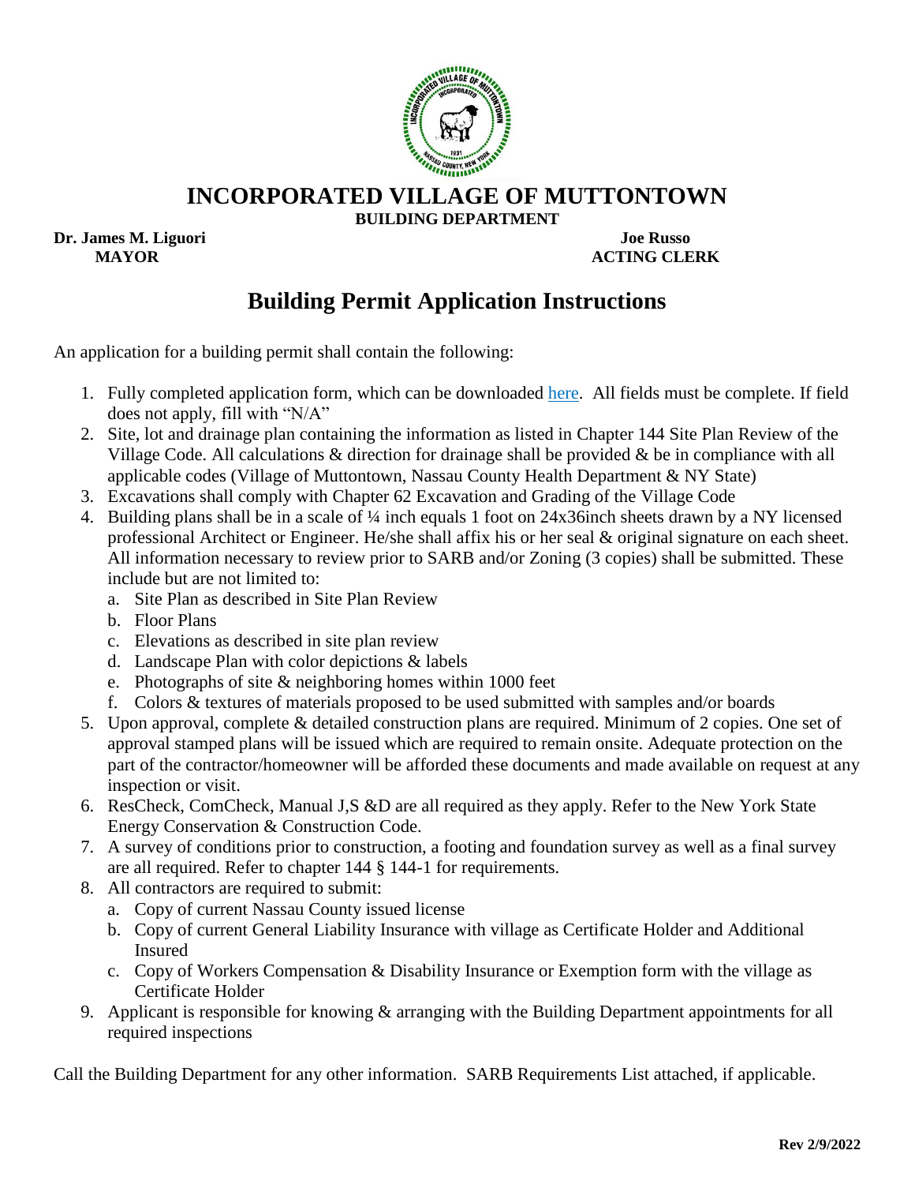# INCORPORATED VILLAGE OF MUTTONTOWN

**BUILDING DEPARTMENT**

**Dr. James M. Liguori**
**MAYOR**

**Joe Russo**
**ACTING CLERK**

## Building Permit Application Instructions

An application for a building permit shall contain the following:

1. Fully completed application form, which can be downloaded here. All fields must be complete. If field does not apply, fill with "N/A"
2. Site, lot and drainage plan containing the information as listed in Chapter 144 Site Plan Review of the Village Code. All calculations & direction for drainage shall be provided & be in compliance with all applicable codes (Village of Muttontown, Nassau County Health Department & NY State)
3. Excavations shall comply with Chapter 62 Excavation and Grading of the Village Code
4. Building plans shall be in a scale of ¼ inch equals 1 foot on 24x36inch sheets drawn by a NY licensed professional Architect or Engineer. He/she shall affix his or her seal & original signature on each sheet. All information necessary to review prior to SARB and/or Zoning (3 copies) shall be submitted. These include but are not limited to:
   a. Site Plan as described in Site Plan Review
   b. Floor Plans
   c. Elevations as described in site plan review
   d. Landscape Plan with color depictions & labels
   e. Photographs of site & neighboring homes within 1000 feet
   f. Colors & textures of materials proposed to be used submitted with samples and/or boards
5. Upon approval, complete & detailed construction plans are required. Minimum of 2 copies. One set of approval stamped plans will be issued which are required to remain onsite. Adequate protection on the part of the contractor/homeowner will be afforded these documents and made available on request at any inspection or visit.
6. ResCheck, ComCheck, Manual J,S &D are all required as they apply. Refer to the New York State Energy Conservation & Construction Code.
7. A survey of conditions prior to construction, a footing and foundation survey as well as a final survey are all required. Refer to chapter 144 § 144-1 for requirements.
8. All contractors are required to submit:
   a. Copy of current Nassau County issued license
   b. Copy of current General Liability Insurance with village as Certificate Holder and Additional Insured
   c. Copy of Workers Compensation & Disability Insurance or Exemption form with the village as Certificate Holder
9. Applicant is responsible for knowing & arranging with the Building Department appointments for all required inspections

Call the Building Department for any other information. SARB Requirements List attached, if applicable.

**Rev 2/9/2022**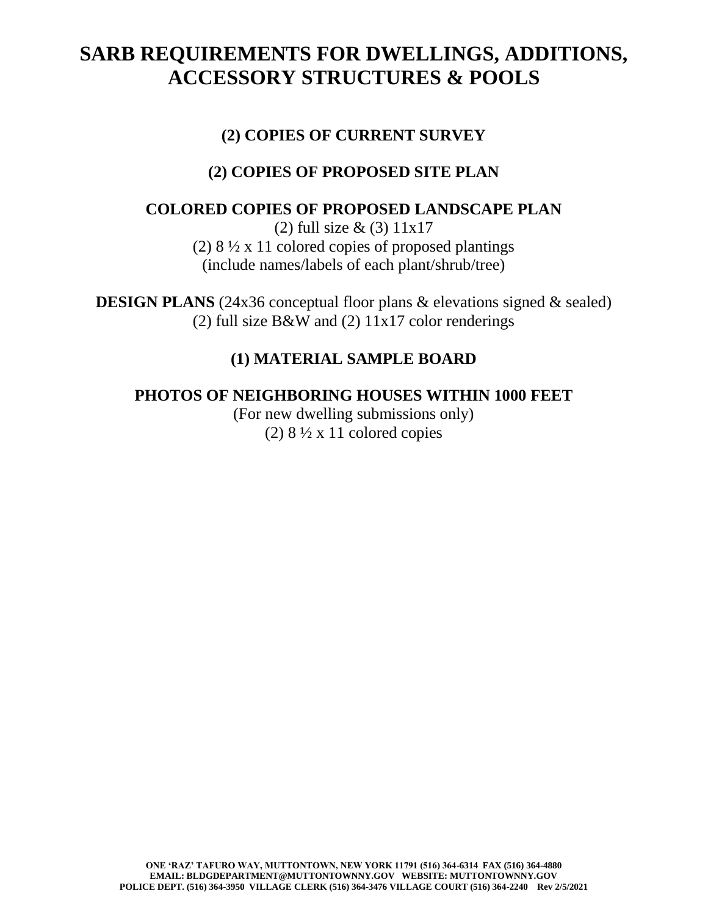# SARB REQUIREMENTS FOR DWELLINGS, ADDITIONS, ACCESSORY STRUCTURES & POOLS

**(2) COPIES OF CURRENT SURVEY**

**(2) COPIES OF PROPOSED SITE PLAN**

**COLORED COPIES OF PROPOSED LANDSCAPE PLAN**
(2) full size & (3) 11x17
(2) 8 ½ x 11 colored copies of proposed plantings
(include names/labels of each plant/shrub/tree)

**DESIGN PLANS** (24x36 conceptual floor plans & elevations signed & sealed)
(2) full size B&W and (2) 11x17 color renderings

**(1) MATERIAL SAMPLE BOARD**

**PHOTOS OF NEIGHBORING HOUSES WITHIN 1000 FEET**
(For new dwelling submissions only)
(2) 8 ½ x 11 colored copies